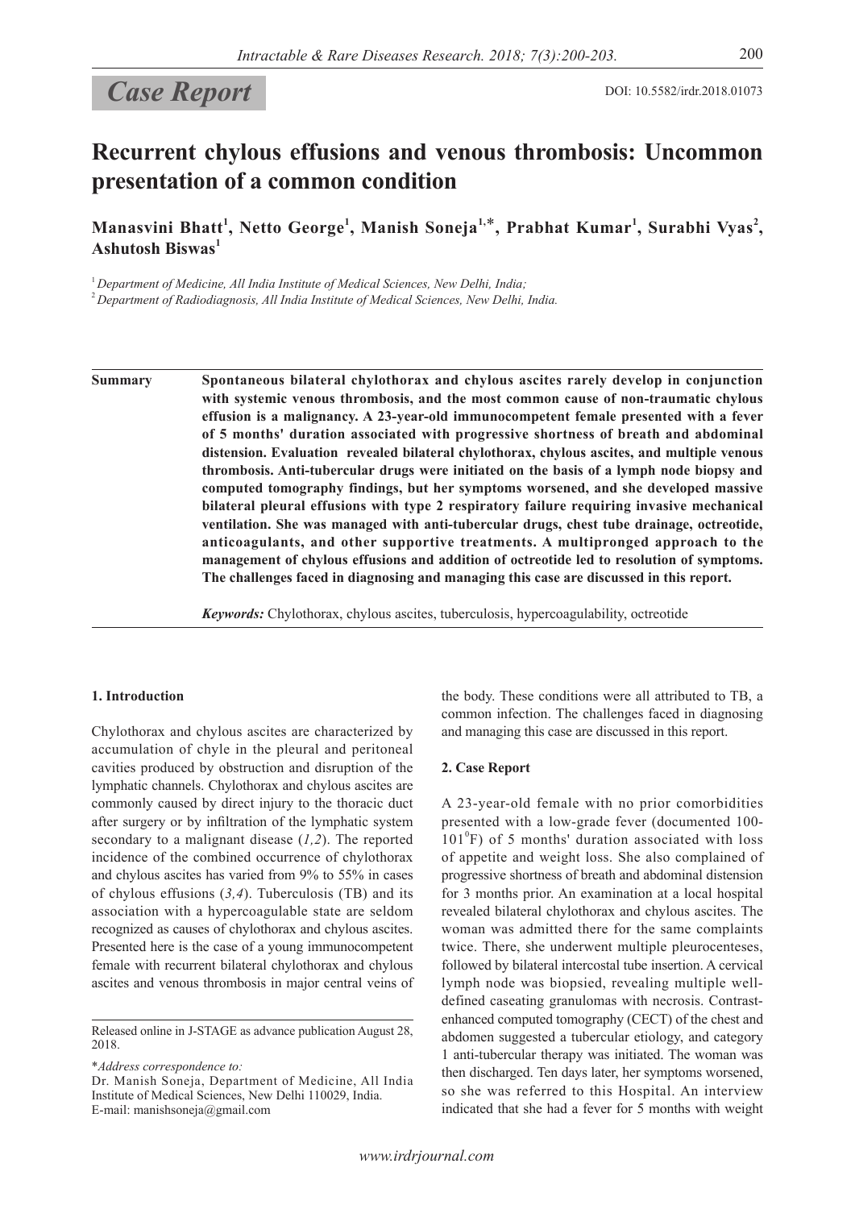*Case Report*

DOI: 10.5582/irdr.2018.01073

# Recurrent chylous effusions and venous thrombosis: Uncommon presentation of a common condition

**Manasvini Bhatt[1], Netto George[1], Manish Soneja[1,*], Prabhat Kumar[1], Surabhi Vyas[2], Ashutosh Biswas[1]**

[1] *Department of Medicine, All India Institute of Medical Sciences, New Delhi, India;*
[2] *Department of Radiodiagnosis, All India Institute of Medical Sciences, New Delhi, India.*

**Summary** **Spontaneous bilateral chylothorax and chylous ascites rarely develop in conjunction with systemic venous thrombosis, and the most common cause of non-traumatic chylous effusion is a malignancy. A 23-year-old immunocompetent female presented with a fever of 5 months' duration associated with progressive shortness of breath and abdominal distension. Evaluation revealed bilateral chylothorax, chylous ascites, and multiple venous thrombosis. Anti-tubercular drugs were initiated on the basis of a lymph node biopsy and computed tomography findings, but her symptoms worsened, and she developed massive bilateral pleural effusions with type 2 respiratory failure requiring invasive mechanical ventilation. She was managed with anti-tubercular drugs, chest tube drainage, octreotide, anticoagulants, and other supportive treatments. A multipronged approach to the management of chylous effusions and addition of octreotide led to resolution of symptoms. The challenges faced in diagnosing and managing this case are discussed in this report.**

***Keywords:*** Chylothorax, chylous ascites, tuberculosis, hypercoagulability, octreotide

## 1. Introduction

Chylothorax and chylous ascites are characterized by accumulation of chyle in the pleural and peritoneal cavities produced by obstruction and disruption of the lymphatic channels. Chylothorax and chylous ascites are commonly caused by direct injury to the thoracic duct after surgery or by infiltration of the lymphatic system secondary to a malignant disease (*1,2*). The reported incidence of the combined occurrence of chylothorax and chylous ascites has varied from 9% to 55% in cases of chylous effusions (*3,4*). Tuberculosis (TB) and its association with a hypercoagulable state are seldom recognized as causes of chylothorax and chylous ascites. Presented here is the case of a young immunocompetent female with recurrent bilateral chylothorax and chylous ascites and venous thrombosis in major central veins of the body. These conditions were all attributed to TB, a common infection. The challenges faced in diagnosing and managing this case are discussed in this report.

## 2. Case Report

A 23-year-old female with no prior comorbidities presented with a low-grade fever (documented 100-101$^0$F) of 5 months' duration associated with loss of appetite and weight loss. She also complained of progressive shortness of breath and abdominal distension for 3 months prior. An examination at a local hospital revealed bilateral chylothorax and chylous ascites. The woman was admitted there for the same complaints twice. There, she underwent multiple pleurocenteses, followed by bilateral intercostal tube insertion. A cervical lymph node was biopsied, revealing multiple well-defined caseating granulomas with necrosis. Contrast-enhanced computed tomography (CECT) of the chest and abdomen suggested a tubercular etiology, and category 1 anti-tubercular therapy was initiated. The woman was then discharged. Ten days later, her symptoms worsened, so she was referred to this Hospital. An interview indicated that she had a fever for 5 months with weight

Released online in J-STAGE as advance publication August 28, 2018.

\**Address correspondence to:*
Dr. Manish Soneja, Department of Medicine, All India Institute of Medical Sciences, New Delhi 110029, India.
E-mail: manishsoneja@gmail.com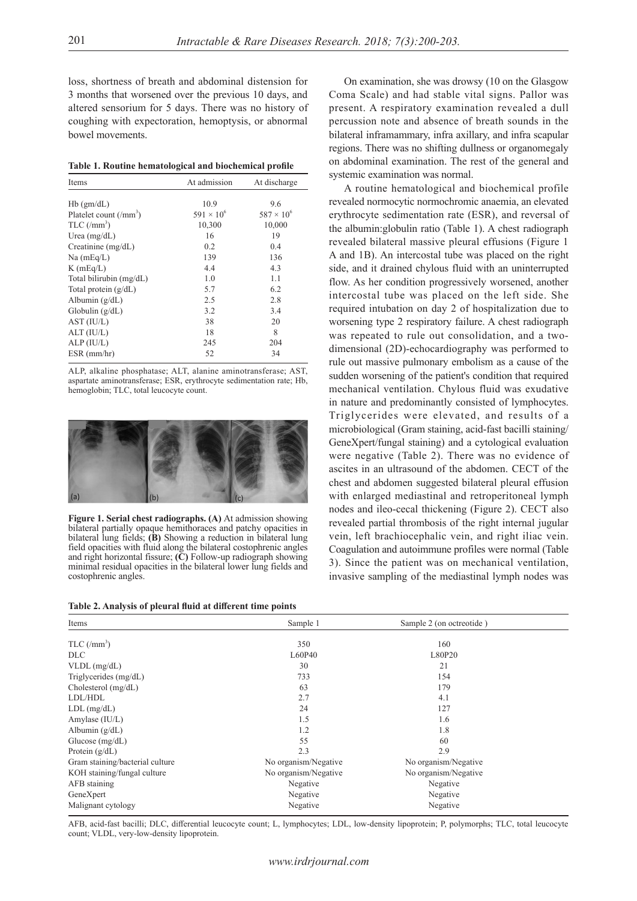loss, shortness of breath and abdominal distension for 3 months that worsened over the previous 10 days, and altered sensorium for 5 days. There was no history of coughing with expectoration, hemoptysis, or abnormal bowel movements.

**Table 1. Routine hematological and biochemical profile**

| Items | At admission | At discharge |
|---|---|---|
| Hb (gm/dL) | 10.9 | 9.6 |
| Platelet count (/mm$^3$) | $591 \times 10^6$ | $587 \times 10^6$ |
| TLC (/mm$^3$) | 10,300 | 10,000 |
| Urea (mg/dL) | 16 | 19 |
| Creatinine (mg/dL) | 0.2 | 0.4 |
| Na (mEq/L) | 139 | 136 |
| K (mEq/L) | 4.4 | 4.3 |
| Total bilirubin (mg/dL) | 1.0 | 1.1 |
| Total protein (g/dL) | 5.7 | 6.2 |
| Albumin (g/dL) | 2.5 | 2.8 |
| Globulin (g/dL) | 3.2 | 3.4 |
| AST (IU/L) | 38 | 20 |
| ALT (IU/L) | 18 | 8 |
| ALP (IU/L) | 245 | 204 |
| ESR (mm/hr) | 52 | 34 |

ALP, alkaline phosphatase; ALT, alanine aminotransferase; AST, aspartate aminotransferase; ESR, erythrocyte sedimentation rate; Hb, hemoglobin; TLC, total leucocyte count.

**Figure 1. Serial chest radiographs. (A)** At admission showing bilateral partially opaque hemithoraces and patchy opacities in bilateral lung fields; **(B)** Showing a reduction in bilateral lung field opacities with fluid along the bilateral costophrenic angles and right horizontal fissure; **(C)** Follow-up radiograph showing minimal residual opacities in the bilateral lower lung fields and costophrenic angles.

On examination, she was drowsy (10 on the Glasgow Coma Scale) and had stable vital signs. Pallor was present. A respiratory examination revealed a dull percussion note and absence of breath sounds in the bilateral inframammary, infra axillary, and infra scapular regions. There was no shifting dullness or organomegaly on abdominal examination. The rest of the general and systemic examination was normal.

A routine hematological and biochemical profile revealed normocytic normochromic anaemia, an elevated erythrocyte sedimentation rate (ESR), and reversal of the albumin:globulin ratio (Table 1). A chest radiograph revealed bilateral massive pleural effusions (Figure 1 A and 1B). An intercostal tube was placed on the right side, and it drained chylous fluid with an uninterrupted flow. As her condition progressively worsened, another intercostal tube was placed on the left side. She required intubation on day 2 of hospitalization due to worsening type 2 respiratory failure. A chest radiograph was repeated to rule out consolidation, and a two-dimensional (2D)-echocardiography was performed to rule out massive pulmonary embolism as a cause of the sudden worsening of the patient's condition that required mechanical ventilation. Chylous fluid was exudative in nature and predominantly consisted of lymphocytes. Triglycerides were elevated, and results of a microbiological (Gram staining, acid-fast bacilli staining/ GeneXpert/fungal staining) and a cytological evaluation were negative (Table 2). There was no evidence of ascites in an ultrasound of the abdomen. CECT of the chest and abdomen suggested bilateral pleural effusion with enlarged mediastinal and retroperitoneal lymph nodes and ileo-cecal thickening (Figure 2). CECT also revealed partial thrombosis of the right internal jugular vein, left brachiocephalic vein, and right iliac vein. Coagulation and autoimmune profiles were normal (Table 3). Since the patient was on mechanical ventilation, invasive sampling of the mediastinal lymph nodes was

**Table 2. Analysis of pleural fluid at different time points**

| Items | Sample 1 | Sample 2 (on octreotide ) |
|---|---|---|
| TLC (/mm$^3$) | 350 | 160 |
| DLC | L60P40 | L80P20 |
| VLDL (mg/dL) | 30 | 21 |
| Triglycerides (mg/dL) | 733 | 154 |
| Cholesterol (mg/dL) | 63 | 179 |
| LDL/HDL | 2.7 | 4.1 |
| LDL (mg/dL) | 24 | 127 |
| Amylase (IU/L) | 1.5 | 1.6 |
| Albumin (g/dL) | 1.2 | 1.8 |
| Glucose (mg/dL) | 55 | 60 |
| Protein (g/dL) | 2.3 | 2.9 |
| Gram staining/bacterial culture | No organism/Negative | No organism/Negative |
| KOH staining/fungal culture | No organism/Negative | No organism/Negative |
| AFB staining | Negative | Negative |
| GeneXpert | Negative | Negative |
| Malignant cytology | Negative | Negative |

AFB, acid-fast bacilli; DLC, differential leucocyte count; L, lymphocytes; LDL, low-density lipoprotein; P, polymorphs; TLC, total leucocyte count; VLDL, very-low-density lipoprotein.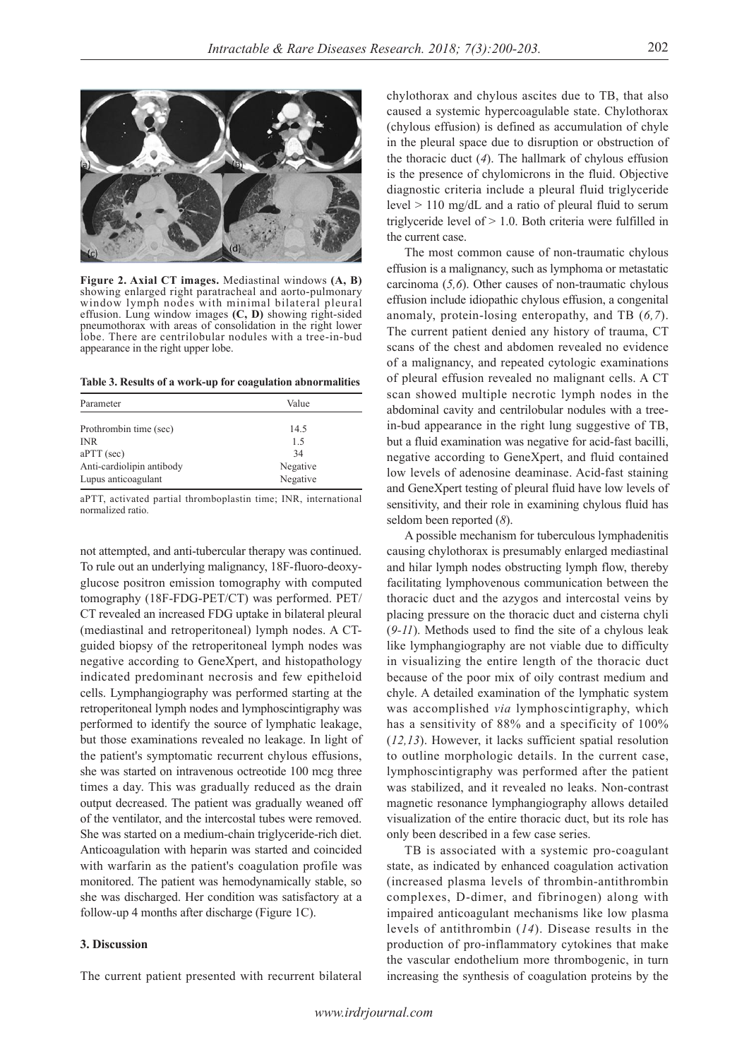**Figure 2. Axial CT images.** Mediastinal windows **(A, B)** showing enlarged right paratracheal and aorto-pulmonary window lymph nodes with minimal bilateral pleural effusion. Lung window images **(C, D)** showing right-sided pneumothorax with areas of consolidation in the right lower lobe. There are centrilobular nodules with a tree-in-bud appearance in the right upper lobe.

**Table 3. Results of a work-up for coagulation abnormalities**

| Parameter | Value |
|---|---|
| Prothrombin time (sec) | 14.5 |
| INR | 1.5 |
| aPTT (sec) | 34 |
| Anti-cardiolipin antibody | Negative |
| Lupus anticoagulant | Negative |

aPTT, activated partial thromboplastin time; INR, international normalized ratio.

not attempted, and anti-tubercular therapy was continued. To rule out an underlying malignancy, 18F-fluoro-deoxy-glucose positron emission tomography with computed tomography (18F-FDG-PET/CT) was performed. PET/CT revealed an increased FDG uptake in bilateral pleural (mediastinal and retroperitoneal) lymph nodes. A CT-guided biopsy of the retroperitoneal lymph nodes was negative according to GeneXpert, and histopathology indicated predominant necrosis and few epitheloid cells. Lymphangiography was performed starting at the retroperitoneal lymph nodes and lymphoscintigraphy was performed to identify the source of lymphatic leakage, but those examinations revealed no leakage. In light of the patient's symptomatic recurrent chylous effusions, she was started on intravenous octreotide 100 mcg three times a day. This was gradually reduced as the drain output decreased. The patient was gradually weaned off of the ventilator, and the intercostal tubes were removed. She was started on a medium-chain triglyceride-rich diet. Anticoagulation with heparin was started and coincided with warfarin as the patient's coagulation profile was monitored. The patient was hemodynamically stable, so she was discharged. Her condition was satisfactory at a follow-up 4 months after discharge (Figure 1C).

## 3. Discussion

The current patient presented with recurrent bilateral chylothorax and chylous ascites due to TB, that also caused a systemic hypercoagulable state. Chylothorax (chylous effusion) is defined as accumulation of chyle in the pleural space due to disruption or obstruction of the thoracic duct (*4*). The hallmark of chylous effusion is the presence of chylomicrons in the fluid. Objective diagnostic criteria include a pleural fluid triglyceride level > 110 mg/dL and a ratio of pleural fluid to serum triglyceride level of > 1.0. Both criteria were fulfilled in the current case.

The most common cause of non-traumatic chylous effusion is a malignancy, such as lymphoma or metastatic carcinoma (*5,6*). Other causes of non-traumatic chylous effusion include idiopathic chylous effusion, a congenital anomaly, protein-losing enteropathy, and TB (*6,7*). The current patient denied any history of trauma, CT scans of the chest and abdomen revealed no evidence of a malignancy, and repeated cytologic examinations of pleural effusion revealed no malignant cells. A CT scan showed multiple necrotic lymph nodes in the abdominal cavity and centrilobular nodules with a tree-in-bud appearance in the right lung suggestive of TB, but a fluid examination was negative for acid-fast bacilli, negative according to GeneXpert, and fluid contained low levels of adenosine deaminase. Acid-fast staining and GeneXpert testing of pleural fluid have low levels of sensitivity, and their role in examining chylous fluid has seldom been reported (*8*).

A possible mechanism for tuberculous lymphadenitis causing chylothorax is presumably enlarged mediastinal and hilar lymph nodes obstructing lymph flow, thereby facilitating lymphovenous communication between the thoracic duct and the azygos and intercostal veins by placing pressure on the thoracic duct and cisterna chyli (*9-11*). Methods used to find the site of a chylous leak like lymphangiography are not viable due to difficulty in visualizing the entire length of the thoracic duct because of the poor mix of oily contrast medium and chyle. A detailed examination of the lymphatic system was accomplished *via* lymphoscintigraphy, which has a sensitivity of 88% and a specificity of 100% (*12,13*). However, it lacks sufficient spatial resolution to outline morphologic details. In the current case, lymphoscintigraphy was performed after the patient was stabilized, and it revealed no leaks. Non-contrast magnetic resonance lymphangiography allows detailed visualization of the entire thoracic duct, but its role has only been described in a few case series.

TB is associated with a systemic pro-coagulant state, as indicated by enhanced coagulation activation (increased plasma levels of thrombin-antithrombin complexes, D-dimer, and fibrinogen) along with impaired anticoagulant mechanisms like low plasma levels of antithrombin (*14*). Disease results in the production of pro-inflammatory cytokines that make the vascular endothelium more thrombogenic, in turn increasing the synthesis of coagulation proteins by the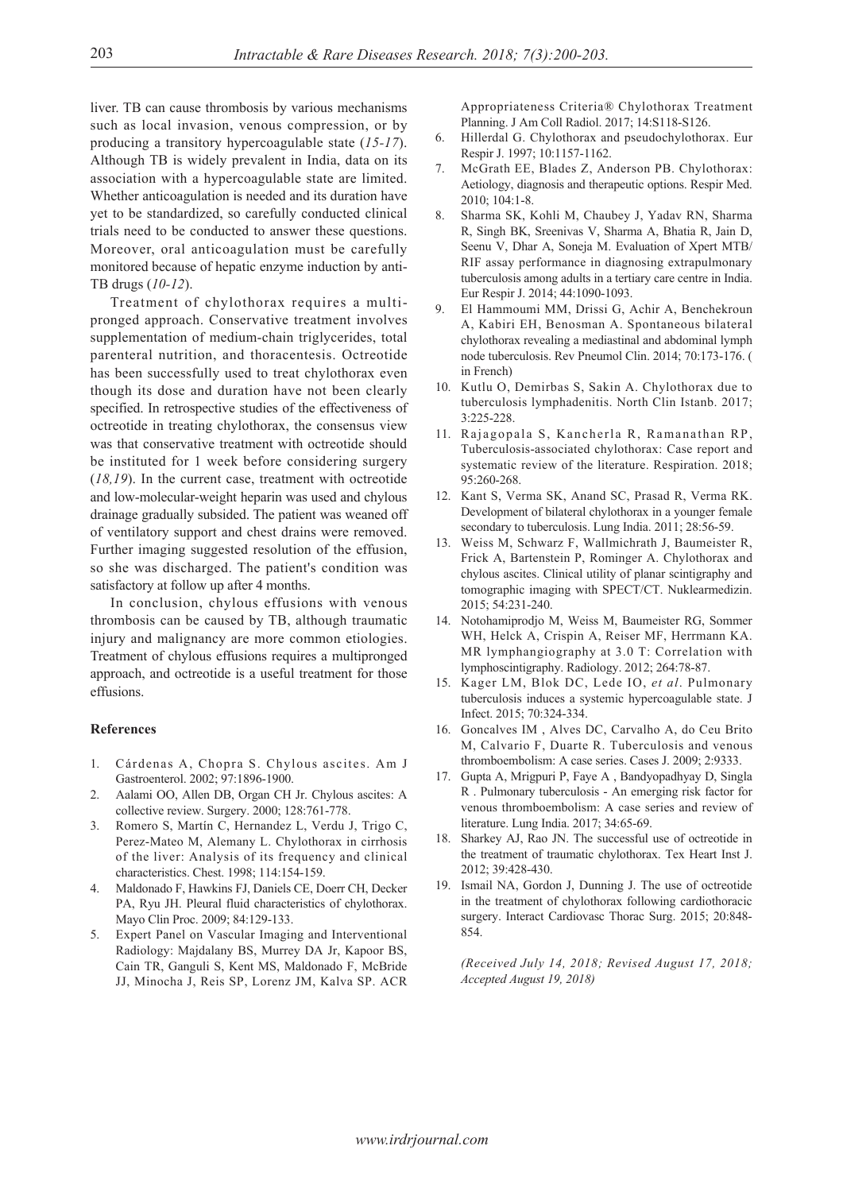liver. TB can cause thrombosis by various mechanisms such as local invasion, venous compression, or by producing a transitory hypercoagulable state (*15-17*). Although TB is widely prevalent in India, data on its association with a hypercoagulable state are limited. Whether anticoagulation is needed and its duration have yet to be standardized, so carefully conducted clinical trials need to be conducted to answer these questions. Moreover, oral anticoagulation must be carefully monitored because of hepatic enzyme induction by anti-TB drugs (*10-12*).

Treatment of chylothorax requires a multi-pronged approach. Conservative treatment involves supplementation of medium-chain triglycerides, total parenteral nutrition, and thoracentesis. Octreotide has been successfully used to treat chylothorax even though its dose and duration have not been clearly specified. In retrospective studies of the effectiveness of octreotide in treating chylothorax, the consensus view was that conservative treatment with octreotide should be instituted for 1 week before considering surgery (*18,19*). In the current case, treatment with octreotide and low-molecular-weight heparin was used and chylous drainage gradually subsided. The patient was weaned off of ventilatory support and chest drains were removed. Further imaging suggested resolution of the effusion, so she was discharged. The patient's condition was satisfactory at follow up after 4 months.

In conclusion, chylous effusions with venous thrombosis can be caused by TB, although traumatic injury and malignancy are more common etiologies. Treatment of chylous effusions requires a multipronged approach, and octreotide is a useful treatment for those effusions.

**References**

1. Cárdenas A, Chopra S. Chylous ascites. Am J Gastroenterol. 2002; 97:1896-1900.
2. Aalami OO, Allen DB, Organ CH Jr. Chylous ascites: A collective review. Surgery. 2000; 128:761-778.
3. Romero S, Martín C, Hernandez L, Verdu J, Trigo C, Perez-Mateo M, Alemany L. Chylothorax in cirrhosis of the liver: Analysis of its frequency and clinical characteristics. Chest. 1998; 114:154-159.
4. Maldonado F, Hawkins FJ, Daniels CE, Doerr CH, Decker PA, Ryu JH. Pleural fluid characteristics of chylothorax. Mayo Clin Proc. 2009; 84:129-133.
5. Expert Panel on Vascular Imaging and Interventional Radiology: Majdalany BS, Murrey DA Jr, Kapoor BS, Cain TR, Ganguli S, Kent MS, Maldonado F, McBride JJ, Minocha J, Reis SP, Lorenz JM, Kalva SP. ACR Appropriateness Criteria® Chylothorax Treatment Planning. J Am Coll Radiol. 2017; 14:S118-S126.
6. Hillerdal G. Chylothorax and pseudochylothorax. Eur Respir J. 1997; 10:1157-1162.
7. McGrath EE, Blades Z, Anderson PB. Chylothorax: Aetiology, diagnosis and therapeutic options. Respir Med. 2010; 104:1-8.
8. Sharma SK, Kohli M, Chaubey J, Yadav RN, Sharma R, Singh BK, Sreenivas V, Sharma A, Bhatia R, Jain D, Seenu V, Dhar A, Soneja M. Evaluation of Xpert MTB/RIF assay performance in diagnosing extrapulmonary tuberculosis among adults in a tertiary care centre in India. Eur Respir J. 2014; 44:1090-1093.
9. El Hammoumi MM, Drissi G, Achir A, Benchekroun A, Kabiri EH, Benosman A. Spontaneous bilateral chylothorax revealing a mediastinal and abdominal lymph node tuberculosis. Rev Pneumol Clin. 2014; 70:173-176. ( in French)
10. Kutlu O, Demirbas S, Sakin A. Chylothorax due to tuberculosis lymphadenitis. North Clin Istanb. 2017; 3:225-228.
11. Rajagopala S, Kancherla R, Ramanathan RP, Tuberculosis-associated chylothorax: Case report and systematic review of the literature. Respiration. 2018; 95:260-268.
12. Kant S, Verma SK, Anand SC, Prasad R, Verma RK. Development of bilateral chylothorax in a younger female secondary to tuberculosis. Lung India. 2011; 28:56-59.
13. Weiss M, Schwarz F, Wallmichrath J, Baumeister R, Frick A, Bartenstein P, Rominger A. Chylothorax and chylous ascites. Clinical utility of planar scintigraphy and tomographic imaging with SPECT/CT. Nuklearmedizin. 2015; 54:231-240.
14. Notohamiprodjo M, Weiss M, Baumeister RG, Sommer WH, Helck A, Crispin A, Reiser MF, Herrmann KA. MR lymphangiography at 3.0 T: Correlation with lymphoscintigraphy. Radiology. 2012; 264:78-87.
15. Kager LM, Blok DC, Lede IO, *et al*. Pulmonary tuberculosis induces a systemic hypercoagulable state. J Infect. 2015; 70:324-334.
16. Goncalves IM , Alves DC, Carvalho A, do Ceu Brito M, Calvario F, Duarte R. Tuberculosis and venous thromboembolism: A case series. Cases J. 2009; 2:9333.
17. Gupta A, Mrigpuri P, Faye A , Bandyopadhyay D, Singla R . Pulmonary tuberculosis - An emerging risk factor for venous thromboembolism: A case series and review of literature. Lung India. 2017; 34:65-69.
18. Sharkey AJ, Rao JN. The successful use of octreotide in the treatment of traumatic chylothorax. Tex Heart Inst J. 2012; 39:428-430.
19. Ismail NA, Gordon J, Dunning J. The use of octreotide in the treatment of chylothorax following cardiothoracic surgery. Interact Cardiovasc Thorac Surg. 2015; 20:848-854.

*(Received July 14, 2018; Revised August 17, 2018; Accepted August 19, 2018)*